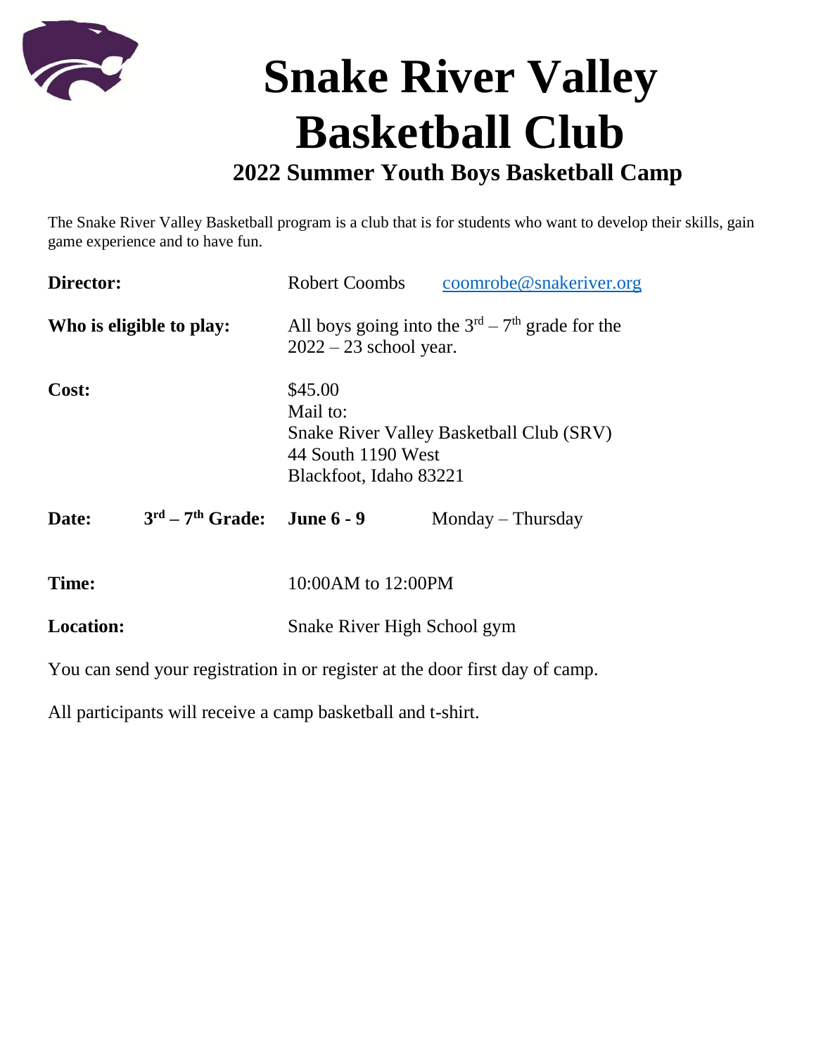# Snake River Valley Basketball Club

## 2022 Summer Youth Boys Basketball Camp

The Snake River Valley Basketball program is a club that is for students who want to develop their skills, gain game experience and to have fun.

**Director:** Robert Coombs coomrobe@snakeriver.org

**Who is eligible to play:** All boys going into the 3rd – 7th grade for the 2022 – 23 school year.

**Cost:** $45.00
Mail to:
Snake River Valley Basketball Club (SRV)
44 South 1190 West
Blackfoot, Idaho 83221

**Date:** **3rd – 7th Grade:** **June 6 - 9** Monday – Thursday

**Time:** 10:00AM to 12:00PM

**Location:** Snake River High School gym

You can send your registration in or register at the door first day of camp.

All participants will receive a camp basketball and t-shirt.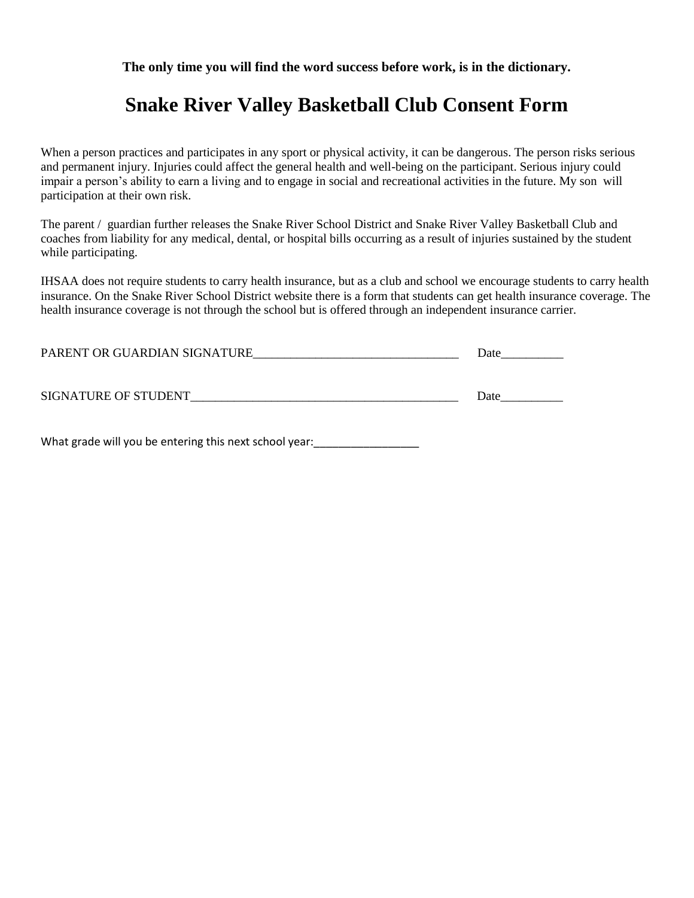**The only time you will find the word success before work, is in the dictionary.**

# Snake River Valley Basketball Club Consent Form

When a person practices and participates in any sport or physical activity, it can be dangerous. The person risks serious and permanent injury. Injuries could affect the general health and well-being on the participant. Serious injury could impair a person's ability to earn a living and to engage in social and recreational activities in the future. My son will participation at their own risk.

The parent / guardian further releases the Snake River School District and Snake River Valley Basketball Club and coaches from liability for any medical, dental, or hospital bills occurring as a result of injuries sustained by the student while participating.

IHSAA does not require students to carry health insurance, but as a club and school we encourage students to carry health insurance. On the Snake River School District website there is a form that students can get health insurance coverage. The health insurance coverage is not through the school but is offered through an independent insurance carrier.

PARENT OR GUARDIAN SIGNATURE_________________________________ Date__________

SIGNATURE OF STUDENT____________________________________________ Date__________

What grade will you be entering this next school year:_________________